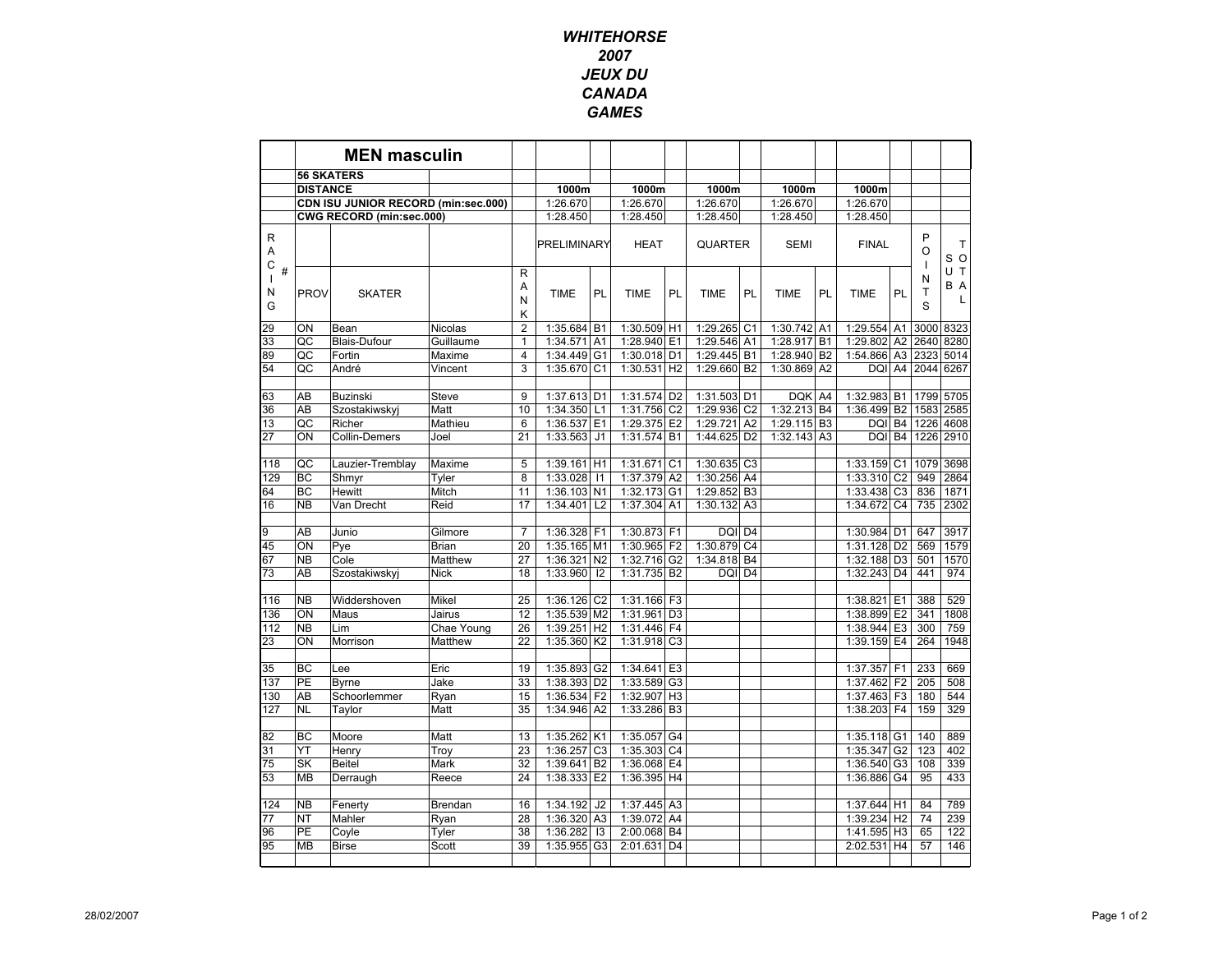# WHITEHORSE 2007 JEUX DU CANADA GAMES

| | MEN masculin | | | | | | | | | | | | | | | | |
|---|---|---|---|---|---|---|---|---|---|---|---|---|---|---|---|---|---|
| | 56 SKATERS | | | | | | | | | | | | | | | | |
| | DISTANCE | | | | 1000m | | 1000m | | 1000m | | 1000m | | 1000m | | | | |
| | CDN ISU JUNIOR RECORD (min:sec.000) | | | | 1:26.670 | | 1:26.670 | | 1:26.670 | | 1:26.670 | | 1:26.670 | | | | |
| | CWG RECORD (min:sec.000) | | | | 1:28.450 | | 1:28.450 | | 1:28.450 | | 1:28.450 | | 1:28.450 | | | | |
| RACING # | | | | | PRELIMINARY | | HEAT | | QUARTER | | SEMI | | FINAL | | POINTS | SOUB TOTAL | |
| | PROV | SKATER | | RANK | TIME | PL | TIME | PL | TIME | PL | TIME | PL | TIME | PL | | | |
| 29 | ON | Bean | Nicolas | 2 | 1:35.684 | B1 | 1:30.509 | H1 | 1:29.265 | C1 | 1:30.742 | A1 | 1:29.554 | A1 | 3000 | 8323 | |
| 33 | QC | Blais-Dufour | Guillaume | 1 | 1:34.571 | A1 | 1:28.940 | E1 | 1:29.546 | A1 | 1:28.917 | B1 | 1:29.802 | A2 | 2640 | 8280 | |
| 89 | QC | Fortin | Maxime | 4 | 1:34.449 | G1 | 1:30.018 | D1 | 1:29.445 | B1 | 1:28.940 | B2 | 1:54.866 | A3 | 2323 | 5014 | |
| 54 | QC | André | Vincent | 3 | 1:35.670 | C1 | 1:30.531 | H2 | 1:29.660 | B2 | 1:30.869 | A2 | DQI | A4 | 2044 | 6267 | |
| | | | | | | | | | | | | | | | | | |
| 63 | AB | Buzinski | Steve | 9 | 1:37.613 | D1 | 1:31.574 | D2 | 1:31.503 | D1 | DQK | A4 | 1:32.983 | B1 | 1799 | 5705 | |
| 36 | AB | Szostakiwskyj | Matt | 10 | 1:34.350 | L1 | 1:31.756 | C2 | 1:29.936 | C2 | 1:32.213 | B4 | 1:36.499 | B2 | 1583 | 2585 | |
| 13 | QC | Richer | Mathieu | 6 | 1:36.537 | E1 | 1:29.375 | E2 | 1:29.721 | A2 | 1:29.115 | B3 | DQI | B4 | 1226 | 4608 | |
| 27 | ON | Collin-Demers | Joel | 21 | 1:33.563 | J1 | 1:31.574 | B1 | 1:44.625 | D2 | 1:32.143 | A3 | DQI | B4 | 1226 | 2910 | |
| | | | | | | | | | | | | | | | | | |
| 118 | QC | Lauzier-Tremblay | Maxime | 5 | 1:39.161 | H1 | 1:31.671 | C1 | 1:30.635 | C3 | | | 1:33.159 | C1 | 1079 | 3698 | |
| 129 | BC | Shmyr | Tyler | 8 | 1:33.028 | I1 | 1:37.379 | A2 | 1:30.256 | A4 | | | 1:33.310 | C2 | 949 | 2864 | |
| 64 | BC | Hewitt | Mitch | 11 | 1:36.103 | N1 | 1:32.173 | G1 | 1:29.852 | B3 | | | 1:33.438 | C3 | 836 | 1871 | |
| 16 | NB | Van Drecht | Reid | 17 | 1:34.401 | L2 | 1:37.304 | A1 | 1:30.132 | A3 | | | 1:34.672 | C4 | 735 | 2302 | |
| | | | | | | | | | | | | | | | | | |
| 9 | AB | Junio | Gilmore | 7 | 1:36.328 | F1 | 1:30.873 | F1 | DQI | D4 | | | 1:30.984 | D1 | 647 | 3917 | |
| 45 | ON | Pye | Brian | 20 | 1:35.165 | M1 | 1:30.965 | F2 | 1:30.879 | C4 | | | 1:31.128 | D2 | 569 | 1579 | |
| 67 | NB | Cole | Matthew | 27 | 1:36.321 | N2 | 1:32.716 | G2 | 1:34.818 | B4 | | | 1:32.188 | D3 | 501 | 1570 | |
| 73 | AB | Szostakiwskyj | Nick | 18 | 1:33.960 | I2 | 1:31.735 | B2 | DQI | D4 | | | 1:32.243 | D4 | 441 | 974 | |
| | | | | | | | | | | | | | | | | | |
| 116 | NB | Widdershoven | Mikel | 25 | 1:36.126 | C2 | 1:31.166 | F3 | | | | | 1:38.821 | E1 | 388 | 529 | |
| 136 | ON | Maus | Jairus | 12 | 1:35.539 | M2 | 1:31.961 | D3 | | | | | 1:38.899 | E2 | 341 | 1808 | |
| 112 | NB | Lim | Chae Young | 26 | 1:39.251 | H2 | 1:31.446 | F4 | | | | | 1:38.944 | E3 | 300 | 759 | |
| 23 | ON | Morrison | Matthew | 22 | 1:35.360 | K2 | 1:31.918 | C3 | | | | | 1:39.159 | E4 | 264 | 1948 | |
| | | | | | | | | | | | | | | | | | |
| 35 | BC | Lee | Eric | 19 | 1:35.893 | G2 | 1:34.641 | E3 | | | | | 1:37.357 | F1 | 233 | 669 | |
| 137 | PE | Byrne | Jake | 33 | 1:38.393 | D2 | 1:33.589 | G3 | | | | | 1:37.462 | F2 | 205 | 508 | |
| 130 | AB | Schoorlemmer | Ryan | 15 | 1:36.534 | F2 | 1:32.907 | H3 | | | | | 1:37.463 | F3 | 180 | 544 | |
| 127 | NL | Taylor | Matt | 35 | 1:34.946 | A2 | 1:33.286 | B3 | | | | | 1:38.203 | F4 | 159 | 329 | |
| | | | | | | | | | | | | | | | | | |
| 82 | BC | Moore | Matt | 13 | 1:35.262 | K1 | 1:35.057 | G4 | | | | | 1:35.118 | G1 | 140 | 889 | |
| 31 | YT | Henry | Troy | 23 | 1:36.257 | C3 | 1:35.303 | C4 | | | | | 1:35.347 | G2 | 123 | 402 | |
| 75 | SK | Beitel | Mark | 32 | 1:39.641 | B2 | 1:36.068 | E4 | | | | | 1:36.540 | G3 | 108 | 339 | |
| 53 | MB | Derraugh | Reece | 24 | 1:38.333 | E2 | 1:36.395 | H4 | | | | | 1:36.886 | G4 | 95 | 433 | |
| | | | | | | | | | | | | | | | | | |
| 124 | NB | Fenerty | Brendan | 16 | 1:34.192 | J2 | 1:37.445 | A3 | | | | | 1:37.644 | H1 | 84 | 789 | |
| 77 | NT | Mahler | Ryan | 28 | 1:36.320 | A3 | 1:39.072 | A4 | | | | | 1:39.234 | H2 | 74 | 239 | |
| 96 | PE | Coyle | Tyler | 38 | 1:36.282 | I3 | 2:00.068 | B4 | | | | | 1:41.595 | H3 | 65 | 122 | |
| 95 | MB | Birse | Scott | 39 | 1:35.955 | G3 | 2:01.631 | D4 | | | | | 2:02.531 | H4 | 57 | 146 | |

28/02/2007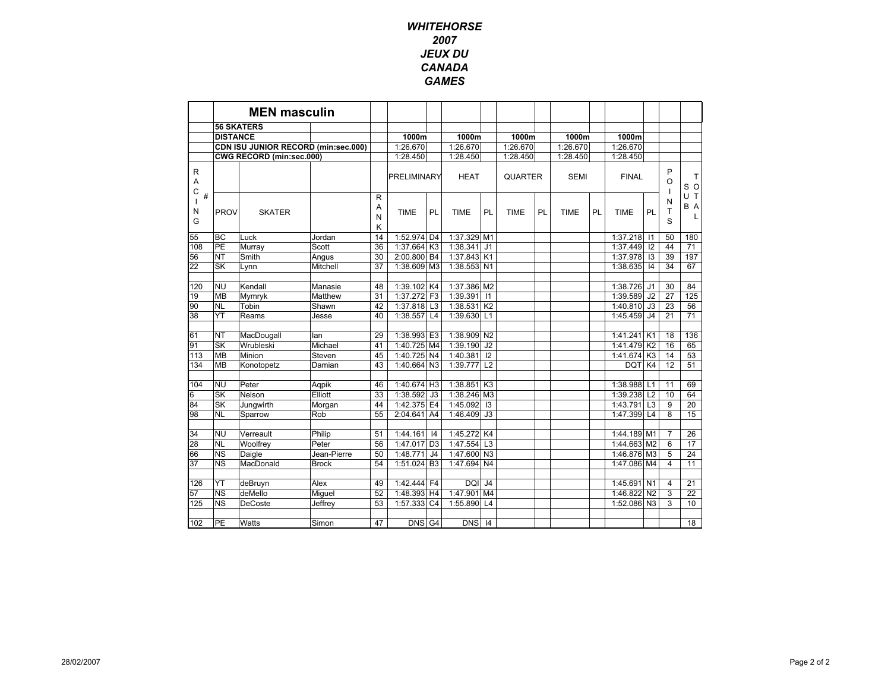# WHITEHORSE 2007 JEUX DU CANADA GAMES

| | | **MEN masculin** | | | | | | | | | | | | | | | |
|---|---|---|---|---|---|---|---|---|---|---|---|---|---|---|---|---|---|
| | **56 SKATERS** | | | | | | | | | | | | | | | | |
| | **DISTANCE** | | | | **1000m** | | **1000m** | | **1000m** | | **1000m** | | **1000m** | | | | |
| | **CDN ISU JUNIOR RECORD (min:sec.000)** | | | | 1:26.670 | | 1:26.670 | | 1:26.670 | | 1:26.670 | | 1:26.670 | | | | |
| | **CWG RECORD (min:sec.000)** | | | | 1:28.450 | | 1:28.450 | | 1:28.450 | | 1:28.450 | | 1:28.450 | | | | |
| | | | | | PRELIMINARY | | HEAT | | QUARTER | | SEMI | | FINAL | | | | |
| RACING # | PROV | SKATER | | RANK | TIME | PL | TIME | PL | TIME | PL | TIME | PL | TIME | PL | POINTS | SUB | TOTAL |
| 55 | BC | Luck | Jordan | 14 | 1:52.974 | D4 | 1:37.329 | M1 | | | | | 1:37.218 | I1 | 50 | | 180 |
| 108 | PE | Murray | Scott | 36 | 1:37.664 | K3 | 1:38.341 | J1 | | | | | 1:37.449 | I2 | 44 | | 71 |
| 56 | NT | Smith | Angus | 30 | 2:00.800 | B4 | 1:37.843 | K1 | | | | | 1:37.978 | I3 | 39 | | 197 |
| 22 | SK | Lynn | Mitchell | 37 | 1:38.609 | M3 | 1:38.553 | N1 | | | | | 1:38.635 | I4 | 34 | | 67 |
| | | | | | | | | | | | | | | | | | |
| 120 | NU | Kendall | Manasie | 48 | 1:39.102 | K4 | 1:37.386 | M2 | | | | | 1:38.726 | J1 | 30 | | 84 |
| 19 | MB | Mymryk | Matthew | 31 | 1:37.272 | F3 | 1:39.391 | I1 | | | | | 1:39.589 | J2 | 27 | | 125 |
| 90 | NL | Tobin | Shawn | 42 | 1:37.818 | L3 | 1:38.531 | K2 | | | | | 1:40.810 | J3 | 23 | | 56 |
| 38 | YT | Reams | Jesse | 40 | 1:38.557 | L4 | 1:39.630 | L1 | | | | | 1:45.459 | J4 | 21 | | 71 |
| | | | | | | | | | | | | | | | | | |
| 61 | NT | MacDougall | Ian | 29 | 1:38.993 | E3 | 1:38.909 | N2 | | | | | 1:41.241 | K1 | 18 | | 136 |
| 91 | SK | Wrubleski | Michael | 41 | 1:40.725 | M4 | 1:39.190 | J2 | | | | | 1:41.479 | K2 | 16 | | 65 |
| 113 | MB | Minion | Steven | 45 | 1:40.725 | N4 | 1:40.381 | I2 | | | | | 1:41.674 | K3 | 14 | | 53 |
| 134 | MB | Konotopetz | Damian | 43 | 1:40.664 | N3 | 1:39.777 | L2 | | | | | DQT | K4 | 12 | | 51 |
| | | | | | | | | | | | | | | | | | |
| 104 | NU | Peter | Aqpik | 46 | 1:40.674 | H3 | 1:38.851 | K3 | | | | | 1:38.988 | L1 | 11 | | 69 |
| 6 | SK | Nelson | Elliott | 33 | 1:38.592 | J3 | 1:38.246 | M3 | | | | | 1:39.238 | L2 | 10 | | 64 |
| 84 | SK | Jungwirth | Morgan | 44 | 1:42.375 | E4 | 1:45.092 | I3 | | | | | 1:43.791 | L3 | 9 | | 20 |
| 98 | NL | Sparrow | Rob | 55 | 2:04.641 | A4 | 1:46.409 | J3 | | | | | 1:47.399 | L4 | 8 | | 15 |
| | | | | | | | | | | | | | | | | | |
| 34 | NU | Verreault | Philip | 51 | 1:44.161 | I4 | 1:45.272 | K4 | | | | | 1:44.189 | M1 | 7 | | 26 |
| 28 | NL | Woolfrey | Peter | 56 | 1:47.017 | D3 | 1:47.554 | L3 | | | | | 1:44.663 | M2 | 6 | | 17 |
| 66 | NS | Daigle | Jean-Pierre | 50 | 1:48.771 | J4 | 1:47.600 | N3 | | | | | 1:46.876 | M3 | 5 | | 24 |
| 37 | NS | MacDonald | Brock | 54 | 1:51.024 | B3 | 1:47.694 | N4 | | | | | 1:47.086 | M4 | 4 | | 11 |
| | | | | | | | | | | | | | | | | | |
| 126 | YT | deBruyn | Alex | 49 | 1:42.444 | F4 | DQI | J4 | | | | | 1:45.691 | N1 | 4 | | 21 |
| 57 | NS | deMello | Miguel | 52 | 1:48.393 | H4 | 1:47.901 | M4 | | | | | 1:46.822 | N2 | 3 | | 22 |
| 125 | NS | DeCoste | Jeffrey | 53 | 1:57.333 | C4 | 1:55.890 | L4 | | | | | 1:52.086 | N3 | 3 | | 10 |
| | | | | | | | | | | | | | | | | | |
| 102 | PE | Watts | Simon | 47 | DNS | G4 | DNS | I4 | | | | | | | | | 18 |